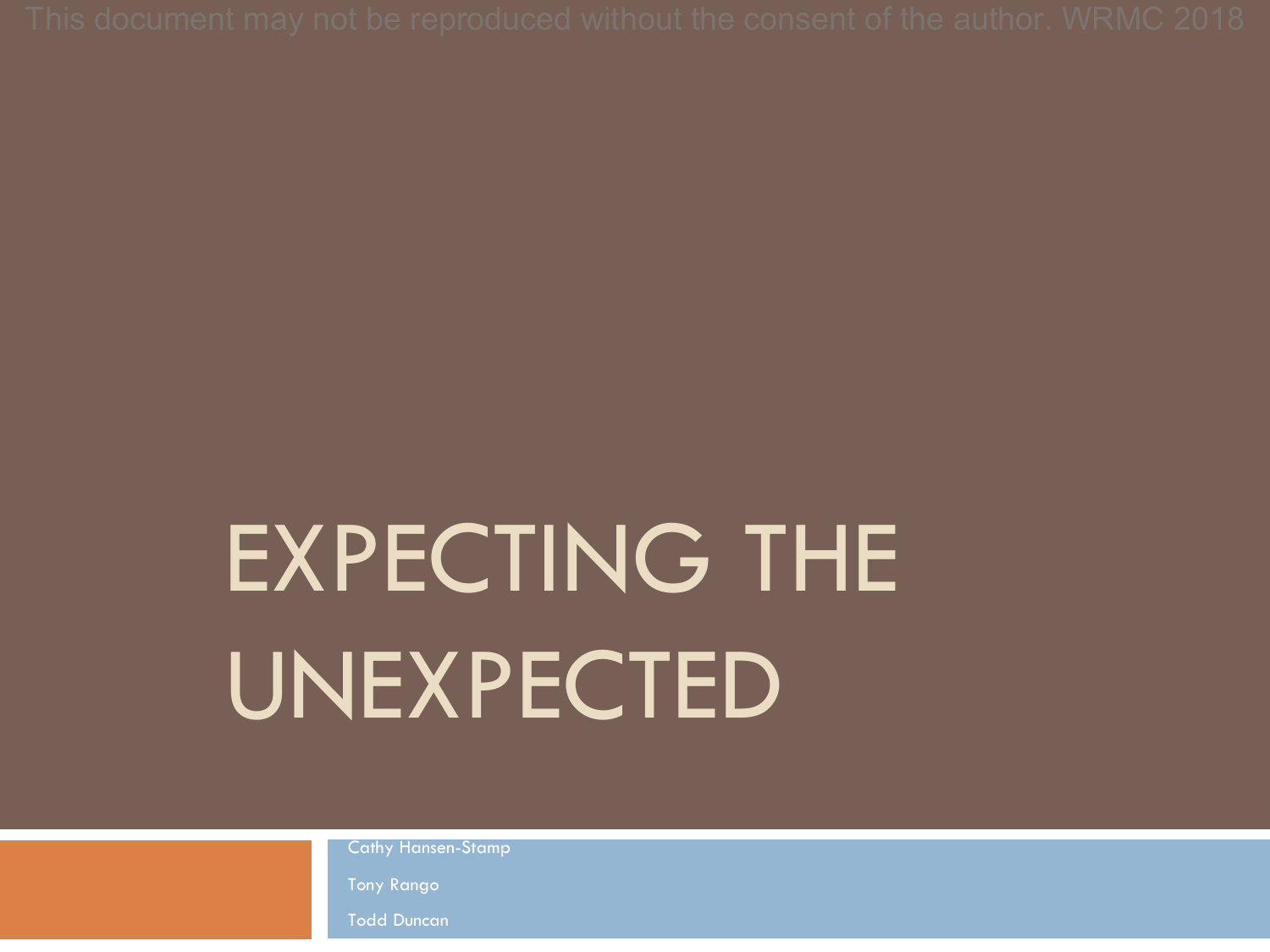This document may not be reproduced without the consent of the author. WRMC 2018

# EXPECTING THE UNEXPECTED

Cathy Hansen-Stamp

Tony Rango

Todd Duncan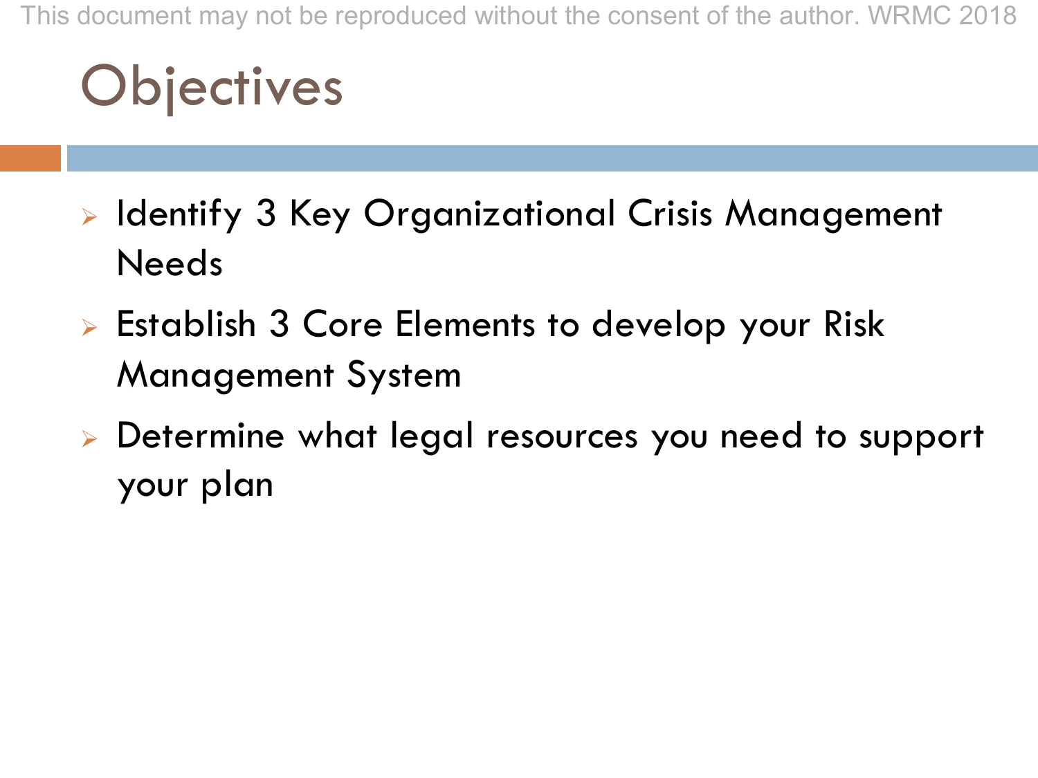# Objectives

- Identify 3 Key Organizational Crisis Management Needs
- Establish 3 Core Elements to develop your Risk Management System
- Determine what legal resources you need to support your plan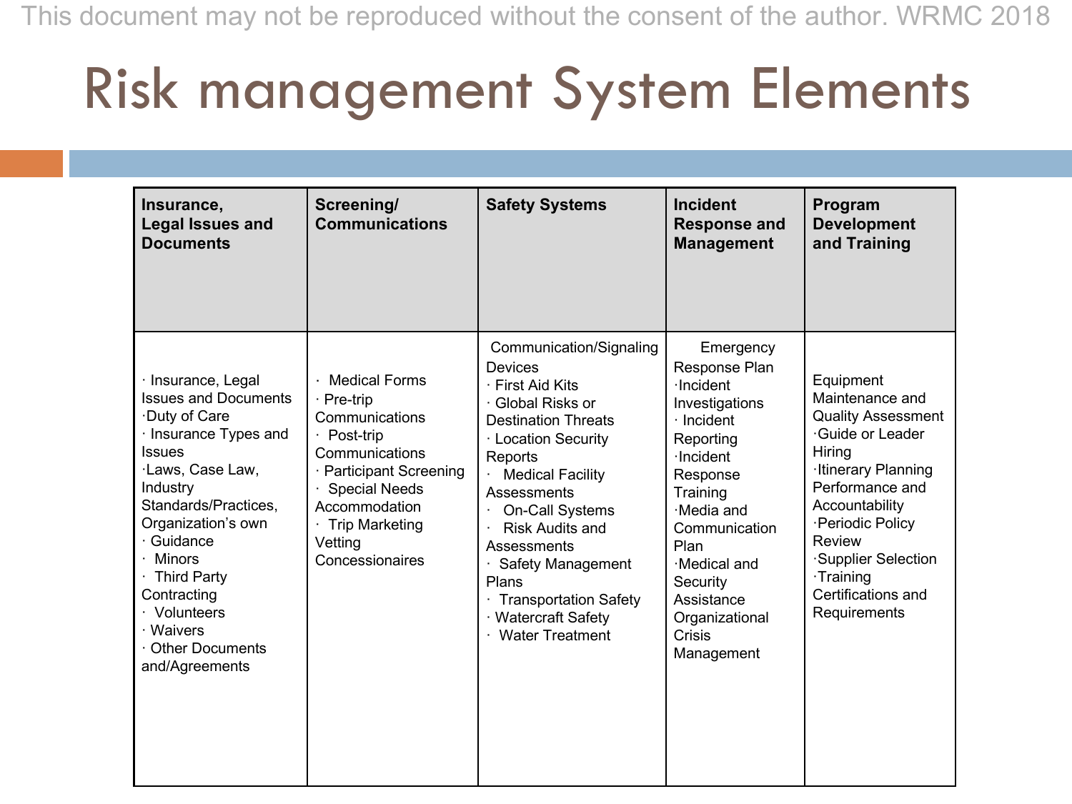# Risk management System Elements

| Insurance, Legal Issues and Documents | Screening/ Communications | Safety Systems | Incident Response and Management | Program Development and Training |
|---|---|---|---|---|
| · Insurance, Legal Issues and Documents<br>·Duty of Care<br>· Insurance Types and Issues<br>·Laws, Case Law, Industry Standards/Practices, Organization's own<br>· Guidance<br>· Minors<br>· Third Party Contracting<br>· Volunteers<br>· Waivers<br>· Other Documents and/Agreements | · Medical Forms<br>· Pre-trip Communications<br>· Post-trip Communications<br>· Participant Screening<br>· Special Needs Accommodation<br>· Trip Marketing Vetting Concessionaires | Communication/Signaling Devices<br>· First Aid Kits<br>· Global Risks or Destination Threats<br>· Location Security Reports<br>· Medical Facility Assessments<br>· On-Call Systems<br>· Risk Audits and Assessments<br>· Safety Management Plans<br>· Transportation Safety<br>· Watercraft Safety<br>· Water Treatment | Emergency Response Plan<br>·Incident Investigations<br>· Incident Reporting<br>·Incident Response Training<br>·Media and Communication Plan<br>·Medical and Security Assistance Organizational Crisis Management | Equipment Maintenance and Quality Assessment<br>·Guide or Leader Hiring<br>·Itinerary Planning Performance and Accountability<br>·Periodic Policy Review<br>·Supplier Selection<br>·Training Certifications and Requirements |